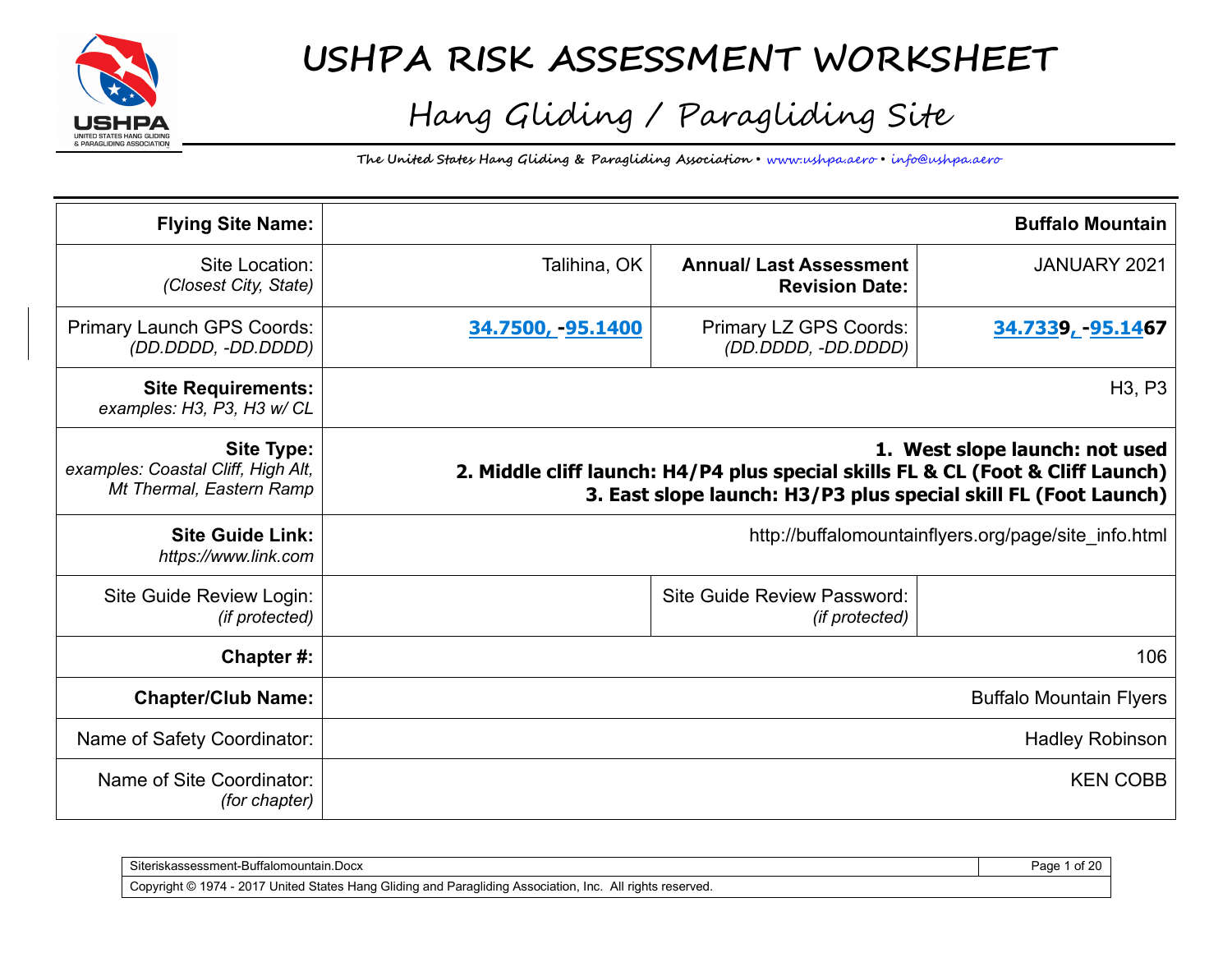# USHPA RISK ASSESSMENT WORKSHEET

## Hang Gliding / Paragliding Site

**The United States Hang Gliding & Paragliding Association • www.ushpa.aero • info@ushpa.aero**

| | | | |
|---|---|---|---|
| **Flying Site Name:** | **Buffalo Mountain** | | |
| Site Location: *(Closest City, State)* | Talihina, OK | **Annual/ Last Assessment Revision Date:** | JANUARY 2021 |
| Primary Launch GPS Coords: *(DD.DDDD, -DD.DDDD)* | **34.7500, -95.1400** | Primary LZ GPS Coords: *(DD.DDDD, -DD.DDDD)* | **34.7339, -95.1467** |
| **Site Requirements:** *examples: H3, P3, H3 w/ CL* | H3, P3 | | |
| **Site Type:** *examples: Coastal Cliff, High Alt, Mt Thermal, Eastern Ramp* | **1. West slope launch: not used**<br>**2. Middle cliff launch: H4/P4 plus special skills FL & CL (Foot & Cliff Launch)**<br>**3. East slope launch: H3/P3 plus special skill FL (Foot Launch)** | | |
| **Site Guide Link:** *https://www.link.com* | http://buffalomountainflyers.org/page/site_info.html | | |
| Site Guide Review Login: *(if protected)* | | Site Guide Review Password: *(if protected)* | |
| **Chapter #:** | 106 | | |
| **Chapter/Club Name:** | Buffalo Mountain Flyers | | |
| Name of Safety Coordinator: | Hadley Robinson | | |
| Name of Site Coordinator: *(for chapter)* | KEN COBB | | |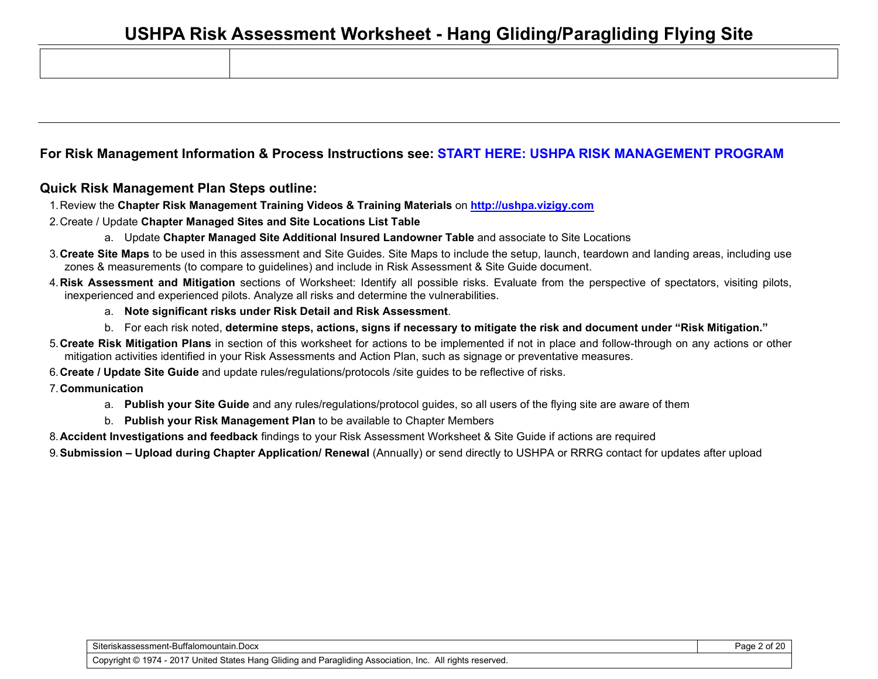**For Risk Management Information & Process Instructions see: START HERE: USHPA RISK MANAGEMENT PROGRAM**

**Quick Risk Management Plan Steps outline:**

1. Review the **Chapter Risk Management Training Videos & Training Materials** on **http://ushpa.vizigy.com**
2. Create / Update **Chapter Managed Sites and Site Locations List Table**
   a. Update **Chapter Managed Site Additional Insured Landowner Table** and associate to Site Locations
3. **Create Site Maps** to be used in this assessment and Site Guides. Site Maps to include the setup, launch, teardown and landing areas, including use zones & measurements (to compare to guidelines) and include in Risk Assessment & Site Guide document.
4. **Risk Assessment and Mitigation** sections of Worksheet: Identify all possible risks. Evaluate from the perspective of spectators, visiting pilots, inexperienced and experienced pilots. Analyze all risks and determine the vulnerabilities.
   a. **Note significant risks under Risk Detail and Risk Assessment**.
   b. For each risk noted, **determine steps, actions, signs if necessary to mitigate the risk and document under "Risk Mitigation."**
5. **Create Risk Mitigation Plans** in section of this worksheet for actions to be implemented if not in place and follow-through on any actions or other mitigation activities identified in your Risk Assessments and Action Plan, such as signage or preventative measures.
6. **Create / Update Site Guide** and update rules/regulations/protocols /site guides to be reflective of risks.
7. **Communication**
   a. **Publish your Site Guide** and any rules/regulations/protocol guides, so all users of the flying site are aware of them
   b. **Publish your Risk Management Plan** to be available to Chapter Members
8. **Accident Investigations and feedback** findings to your Risk Assessment Worksheet & Site Guide if actions are required
9. **Submission – Upload during Chapter Application/ Renewal** (Annually) or send directly to USHPA or RRRG contact for updates after upload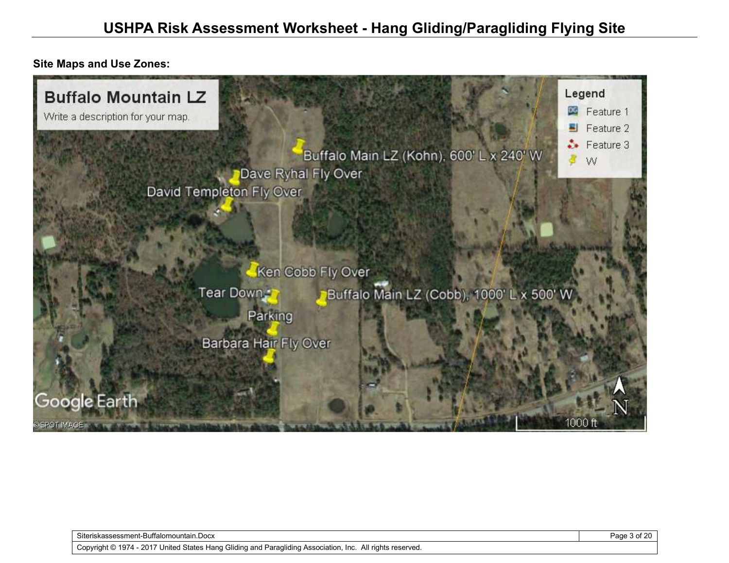**Site Maps and Use Zones:**

**Buffalo Mountain LZ**

Write a description for your map.

Legend
- Feature 1
- Feature 2
- Feature 3
- W

Buffalo Main LZ (Kohn), 600' L x 240' W

Dave Ryhal Fly Over

David Templeton Fly Over

Ken Cobb Fly Over

Tear Down

Buffalo Main LZ (Cobb), 1000' L x 500' W

Parking

Barbara Hair Fly Over

Google Earth

© SPOT IMAGE

N

1000 ft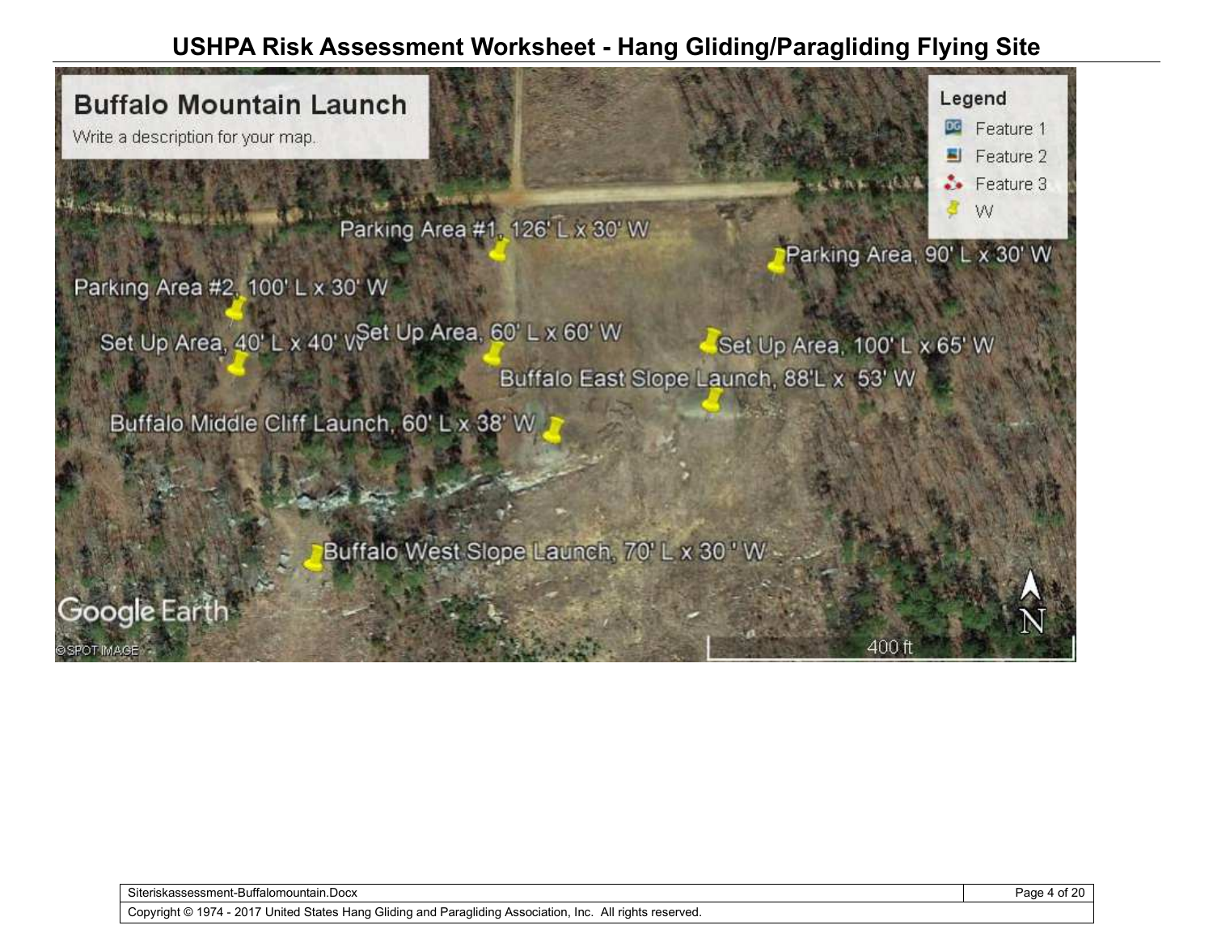**Buffalo Mountain Launch**

Write a description for your map.

**Legend**

- Feature 1
- Feature 2
- Feature 3
- W

Parking Area #1, 126' L x 30' W

Parking Area, 90' L x 30' W

Parking Area #2, 100' L x 30' W

Set Up Area, 40' L x 40' W

Set Up Area, 60' L x 60' W

Set Up Area, 100' L x 65' W

Buffalo East Slope Launch, 88'L x 53' W

Buffalo Middle Cliff Launch, 60' L x 38' W

Buffalo West Slope Launch, 70' L x 30 ' W

Google Earth

© SPOT IMAGE

400 ft

N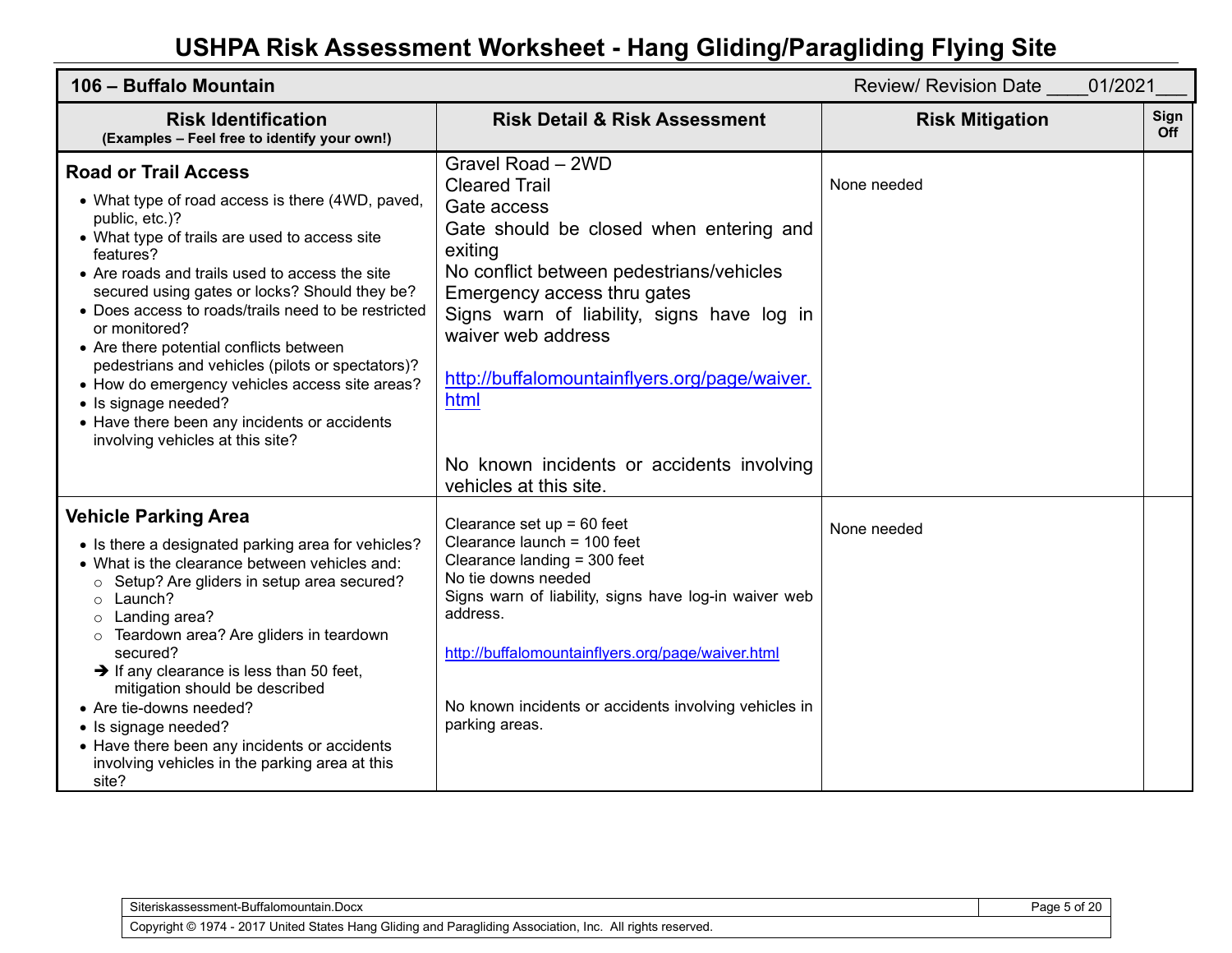# USHPA Risk Assessment Worksheet - Hang Gliding/Paragliding Flying Site

**106 – Buffalo Mountain** Review/ Revision Date ____01/2021___

| Risk Identification (Examples – Feel free to identify your own!) | Risk Detail & Risk Assessment | Risk Mitigation | Sign Off |
|---|---|---|---|
| **Road or Trail Access**<br>• What type of road access is there (4WD, paved, public, etc.)?<br>• What type of trails are used to access site features?<br>• Are roads and trails used to access the site secured using gates or locks? Should they be?<br>• Does access to roads/trails need to be restricted or monitored?<br>• Are there potential conflicts between pedestrians and vehicles (pilots or spectators)?<br>• How do emergency vehicles access site areas?<br>• Is signage needed?<br>• Have there been any incidents or accidents involving vehicles at this site? | Gravel Road – 2WD<br>Cleared Trail<br>Gate access<br>Gate should be closed when entering and exiting<br>No conflict between pedestrians/vehicles<br>Emergency access thru gates<br>Signs warn of liability, signs have log in waiver web address<br><br>http://buffalomountainflyers.org/page/waiver.html<br><br>No known incidents or accidents involving vehicles at this site. | None needed | |
| **Vehicle Parking Area**<br>• Is there a designated parking area for vehicles?<br>• What is the clearance between vehicles and:<br>○ Setup? Are gliders in setup area secured?<br>○ Launch?<br>○ Landing area?<br>○ Teardown area? Are gliders in teardown secured?<br>➔ If any clearance is less than 50 feet, mitigation should be described<br>• Are tie-downs needed?<br>• Is signage needed?<br>• Have there been any incidents or accidents involving vehicles in the parking area at this site? | Clearance set up = 60 feet<br>Clearance launch = 100 feet<br>Clearance landing = 300 feet<br>No tie downs needed<br>Signs warn of liability, signs have log-in waiver web address.<br><br>http://buffalomountainflyers.org/page/waiver.html<br><br>No known incidents or accidents involving vehicles in parking areas. | None needed | |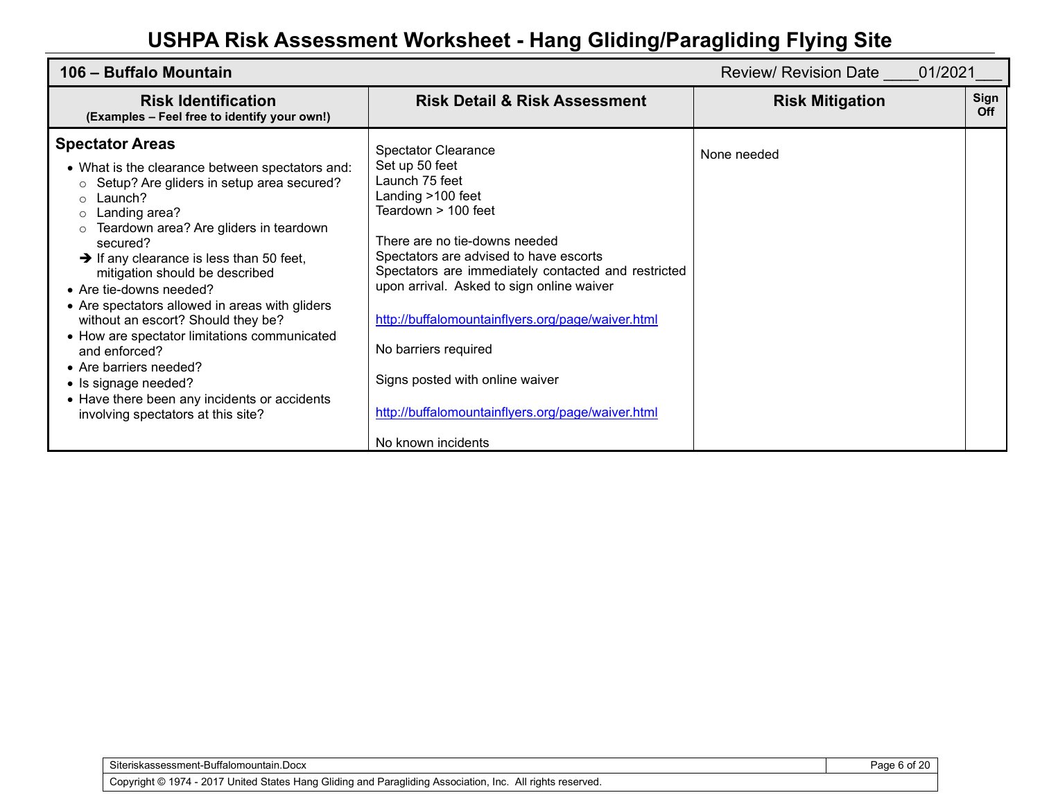# USHPA Risk Assessment Worksheet - Hang Gliding/Paragliding Flying Site

**106 – Buffalo Mountain** Review/ Revision Date \_\_\_\_01/2021\_\_\_

| Risk Identification<br>(Examples – Feel free to identify your own!) | Risk Detail & Risk Assessment | Risk Mitigation | Sign Off |
|---|---|---|---|
| **Spectator Areas**<br>• What is the clearance between spectators and:<br>  ○ Setup? Are gliders in setup area secured?<br>  ○ Launch?<br>  ○ Landing area?<br>  ○ Teardown area? Are gliders in teardown secured?<br>  ➔ If any clearance is less than 50 feet, mitigation should be described<br>• Are tie-downs needed?<br>• Are spectators allowed in areas with gliders without an escort? Should they be?<br>• How are spectator limitations communicated and enforced?<br>• Are barriers needed?<br>• Is signage needed?<br>• Have there been any incidents or accidents involving spectators at this site? | Spectator Clearance<br>Set up 50 feet<br>Launch 75 feet<br>Landing >100 feet<br>Teardown > 100 feet<br><br>There are no tie-downs needed<br>Spectators are advised to have escorts<br>Spectators are immediately contacted and restricted upon arrival. Asked to sign online waiver<br><br>http://buffalomountainflyers.org/page/waiver.html<br><br>No barriers required<br><br>Signs posted with online waiver<br><br>http://buffalomountainflyers.org/page/waiver.html<br><br>No known incidents | None needed | |

Siteriskassessment-Buffalomountain.Docx

Copyright © 1974 - 2017 United States Hang Gliding and Paragliding Association, Inc. All rights reserved.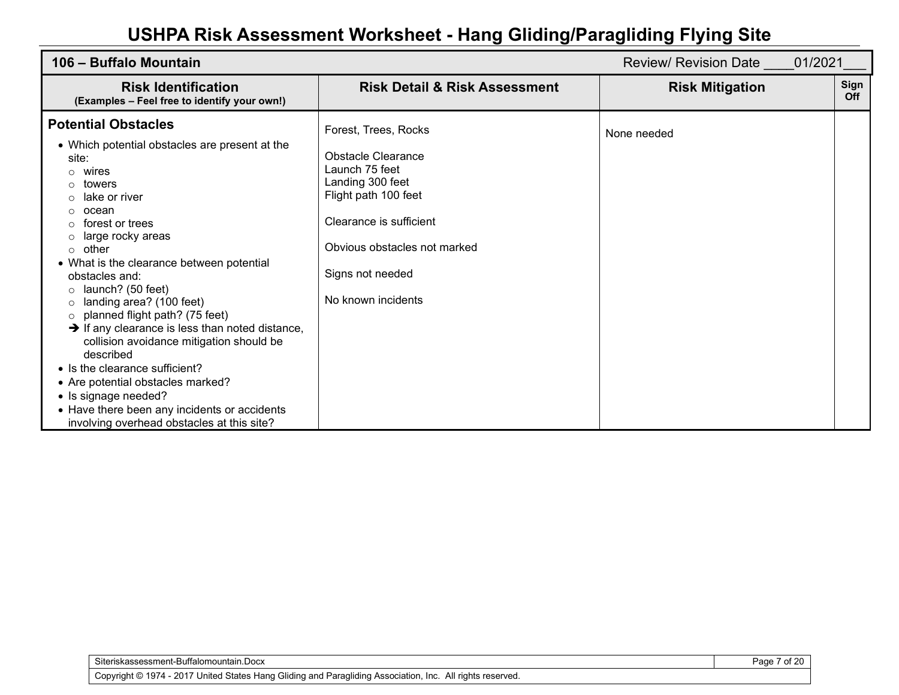# USHPA Risk Assessment Worksheet - Hang Gliding/Paragliding Flying Site

| **106 – Buffalo Mountain** | | Review/ Revision Date ____01/2021___ | |
|---|---|---|---|
| **Risk Identification**<br>**(Examples – Feel free to identify your own!)** | **Risk Detail & Risk Assessment** | **Risk Mitigation** | **Sign Off** |
| **Potential Obstacles**<br>• Which potential obstacles are present at the site:<br>○ wires<br>○ towers<br>○ lake or river<br>○ ocean<br>○ forest or trees<br>○ large rocky areas<br>○ other<br>• What is the clearance between potential obstacles and:<br>○ launch? (50 feet)<br>○ landing area? (100 feet)<br>○ planned flight path? (75 feet)<br>➔ If any clearance is less than noted distance, collision avoidance mitigation should be described<br>• Is the clearance sufficient?<br>• Are potential obstacles marked?<br>• Is signage needed?<br>• Have there been any incidents or accidents involving overhead obstacles at this site? | Forest, Trees, Rocks<br><br>Obstacle Clearance<br>Launch 75 feet<br>Landing 300 feet<br>Flight path 100 feet<br><br>Clearance is sufficient<br><br>Obvious obstacles not marked<br><br>Signs not needed<br><br>No known incidents | None needed | |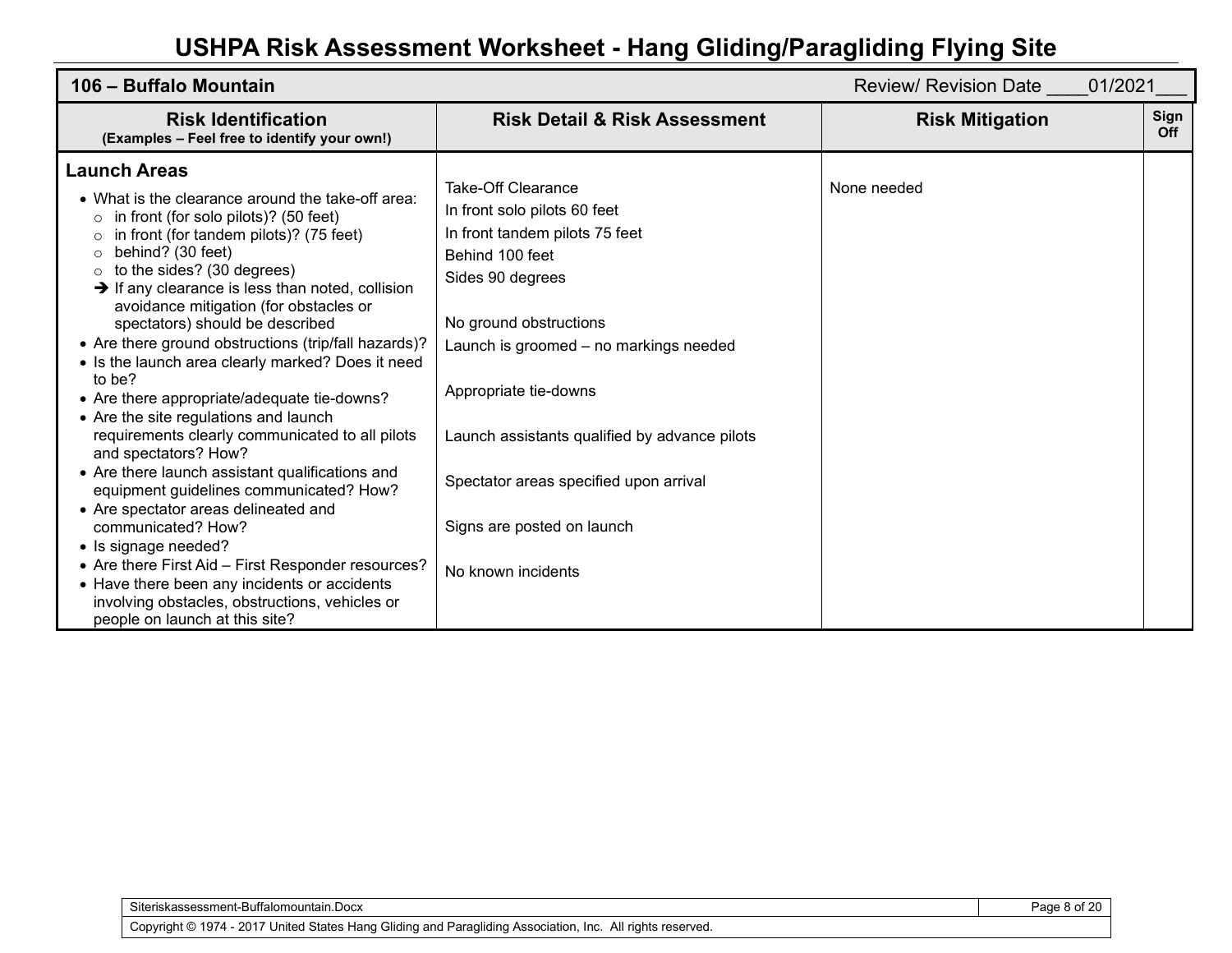# USHPA Risk Assessment Worksheet - Hang Gliding/Paragliding Flying Site

| 106 – Buffalo Mountain | | Review/ Revision Date ____01/2021___ | |
|---|---|---|---|
| **Risk Identification** (Examples – Feel free to identify your own!) | **Risk Detail & Risk Assessment** | **Risk Mitigation** | **Sign Off** |
| **Launch Areas**<br>• What is the clearance around the take-off area:<br>○ in front (for solo pilots)? (50 feet)<br>○ in front (for tandem pilots)? (75 feet)<br>○ behind? (30 feet)<br>○ to the sides? (30 degrees)<br>➔ If any clearance is less than noted, collision avoidance mitigation (for obstacles or spectators) should be described<br>• Are there ground obstructions (trip/fall hazards)?<br>• Is the launch area clearly marked? Does it need to be?<br>• Are there appropriate/adequate tie-downs?<br>• Are the site regulations and launch requirements clearly communicated to all pilots and spectators? How?<br>• Are there launch assistant qualifications and equipment guidelines communicated? How?<br>• Are spectator areas delineated and communicated? How?<br>• Is signage needed?<br>• Are there First Aid – First Responder resources?<br>• Have there been any incidents or accidents involving obstacles, obstructions, vehicles or people on launch at this site? | Take-Off Clearance<br>In front solo pilots 60 feet<br>In front tandem pilots 75 feet<br>Behind 100 feet<br>Sides 90 degrees<br><br>No ground obstructions<br>Launch is groomed – no markings needed<br><br>Appropriate tie-downs<br><br>Launch assistants qualified by advance pilots<br><br>Spectator areas specified upon arrival<br><br>Signs are posted on launch<br><br>No known incidents | None needed | |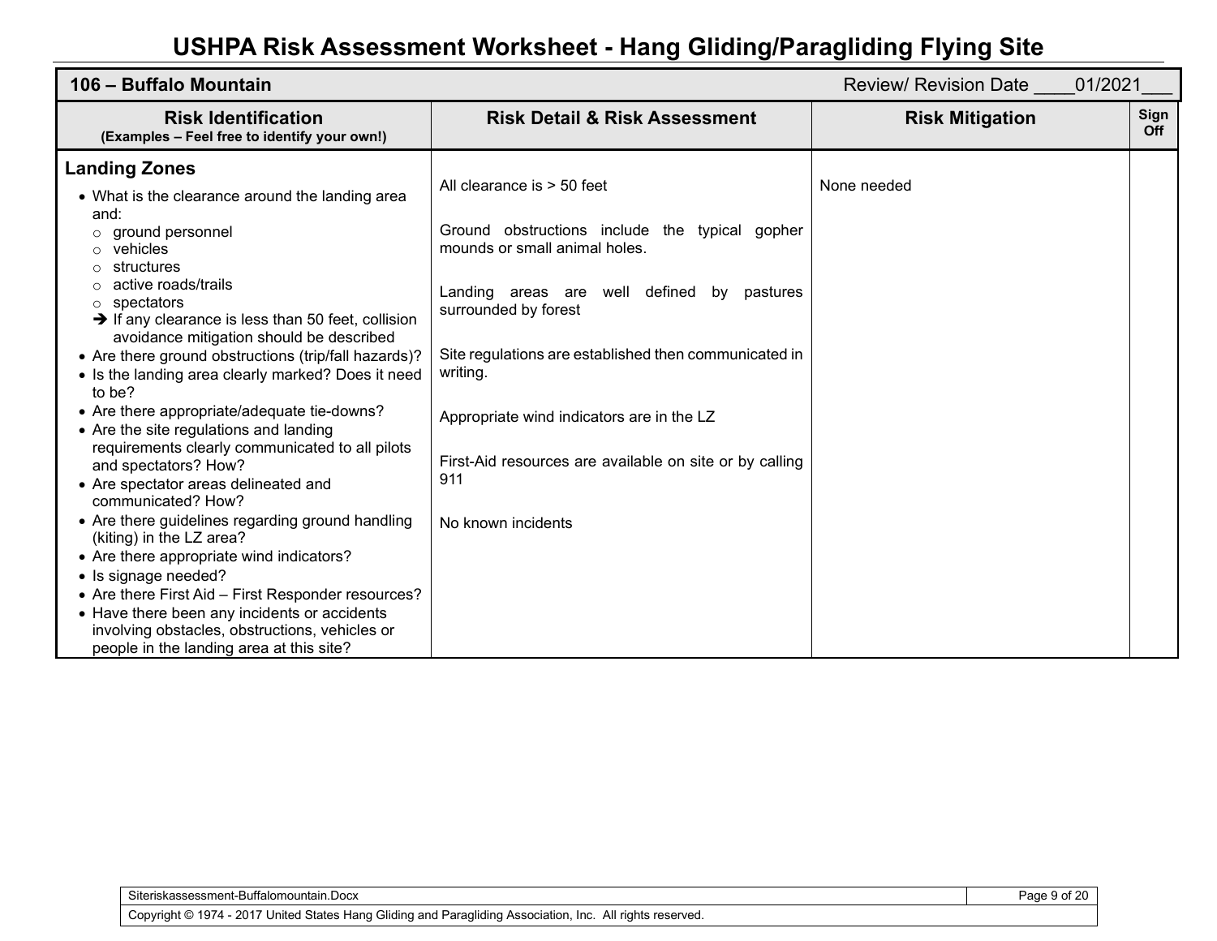# USHPA Risk Assessment Worksheet - Hang Gliding/Paragliding Flying Site

| 106 – Buffalo Mountain | | Review/ Revision Date ____01/2021___ | |
|---|---|---|---|
| **Risk Identification**<br>**(Examples – Feel free to identify your own!)** | **Risk Detail & Risk Assessment** | **Risk Mitigation** | **Sign Off** |
| **Landing Zones**<br>• What is the clearance around the landing area and:<br>○ ground personnel<br>○ vehicles<br>○ structures<br>○ active roads/trails<br>○ spectators<br>➔ If any clearance is less than 50 feet, collision avoidance mitigation should be described<br>• Are there ground obstructions (trip/fall hazards)?<br>• Is the landing area clearly marked? Does it need to be?<br>• Are there appropriate/adequate tie-downs?<br>• Are the site regulations and landing requirements clearly communicated to all pilots and spectators? How?<br>• Are spectator areas delineated and communicated? How?<br>• Are there guidelines regarding ground handling (kiting) in the LZ area?<br>• Are there appropriate wind indicators?<br>• Is signage needed?<br>• Are there First Aid – First Responder resources?<br>• Have there been any incidents or accidents involving obstacles, obstructions, vehicles or people in the landing area at this site? | All clearance is > 50 feet<br><br>Ground obstructions include the typical gopher mounds or small animal holes.<br><br>Landing areas are well defined by pastures surrounded by forest<br><br>Site regulations are established then communicated in writing.<br><br>Appropriate wind indicators are in the LZ<br><br>First-Aid resources are available on site or by calling 911<br><br>No known incidents | None needed | |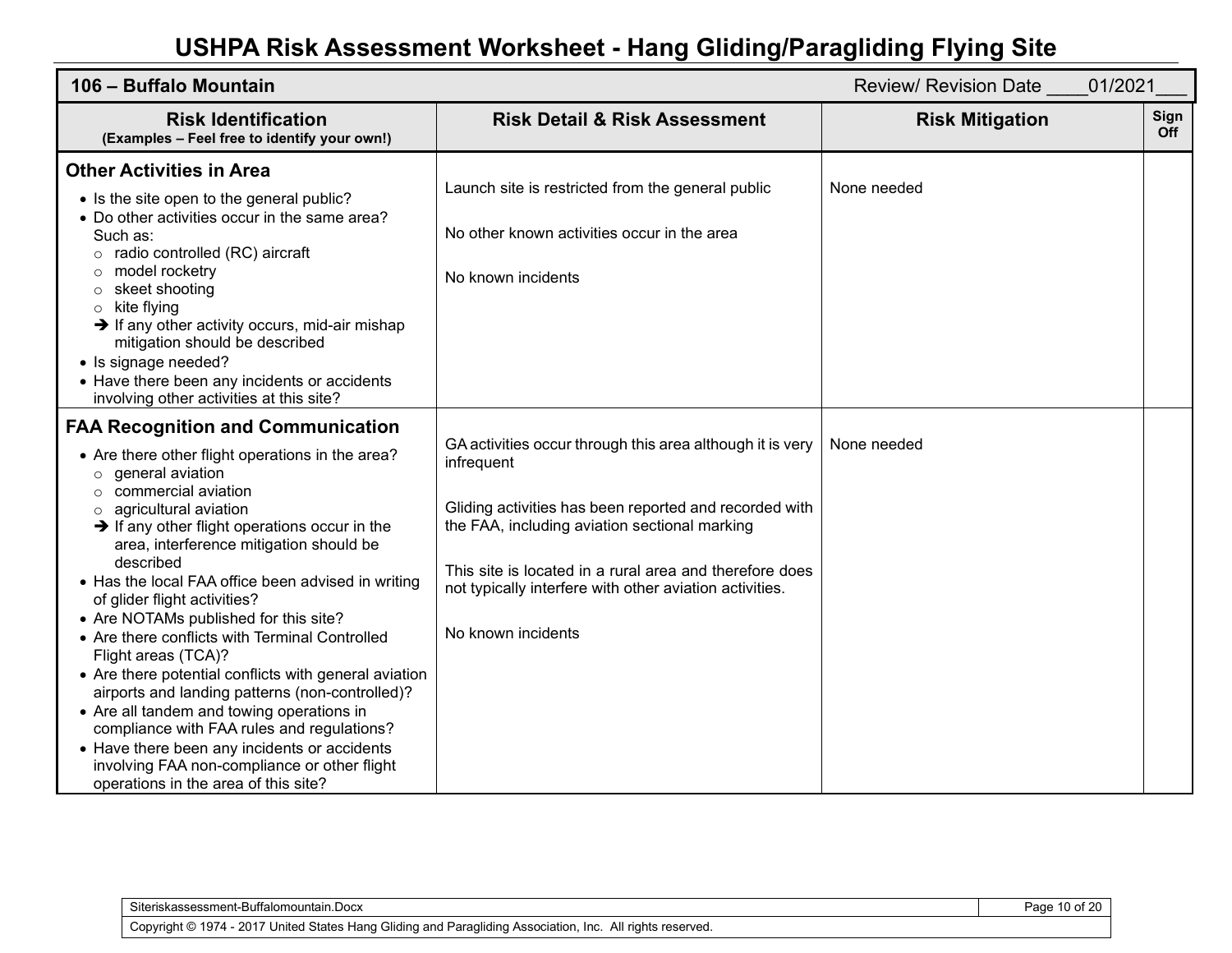# USHPA Risk Assessment Worksheet - Hang Gliding/Paragliding Flying Site

| **106 – Buffalo Mountain** | | Review/ Revision Date ____01/2021___ | |
|---|---|---|---|
| **Risk Identification** (Examples – Feel free to identify your own!) | **Risk Detail & Risk Assessment** | **Risk Mitigation** | **Sign Off** |
| **Other Activities in Area**<br>• Is the site open to the general public?<br>• Do other activities occur in the same area? Such as:<br>○ radio controlled (RC) aircraft<br>○ model rocketry<br>○ skeet shooting<br>○ kite flying<br>➔ If any other activity occurs, mid-air mishap mitigation should be described<br>• Is signage needed?<br>• Have there been any incidents or accidents involving other activities at this site? | Launch site is restricted from the general public<br><br>No other known activities occur in the area<br><br>No known incidents | None needed | |
| **FAA Recognition and Communication**<br>• Are there other flight operations in the area?<br>○ general aviation<br>○ commercial aviation<br>○ agricultural aviation<br>➔ If any other flight operations occur in the area, interference mitigation should be described<br>• Has the local FAA office been advised in writing of glider flight activities?<br>• Are NOTAMs published for this site?<br>• Are there conflicts with Terminal Controlled Flight areas (TCA)?<br>• Are there potential conflicts with general aviation airports and landing patterns (non-controlled)?<br>• Are all tandem and towing operations in compliance with FAA rules and regulations?<br>• Have there been any incidents or accidents involving FAA non-compliance or other flight operations in the area of this site? | GA activities occur through this area although it is very infrequent<br><br>Gliding activities has been reported and recorded with the FAA, including aviation sectional marking<br><br>This site is located in a rural area and therefore does not typically interfere with other aviation activities.<br><br>No known incidents | None needed | |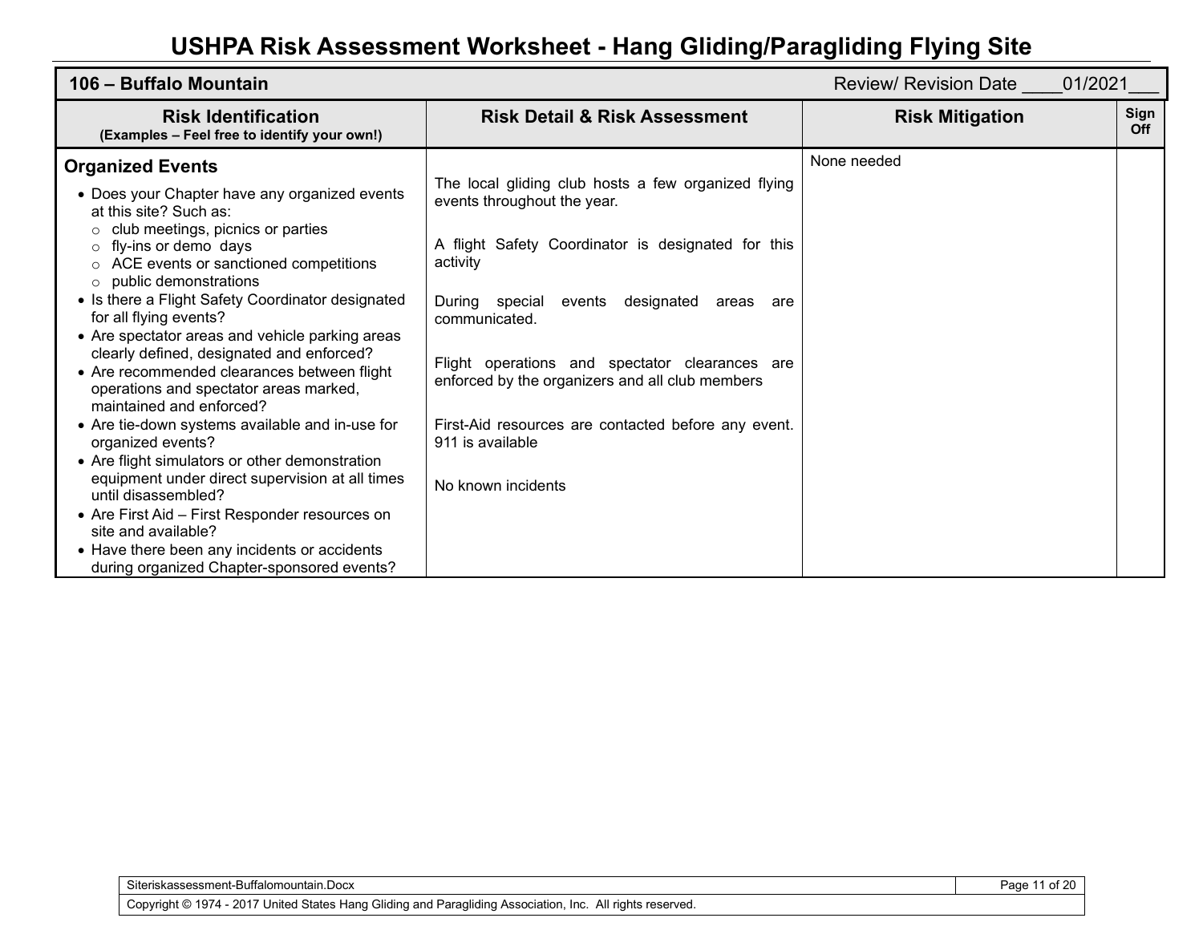# USHPA Risk Assessment Worksheet - Hang Gliding/Paragliding Flying Site

| 106 – Buffalo Mountain | Review/ Revision Date ____01/2021___ | | |
|---|---|---|---|
| **Risk Identification** (Examples – Feel free to identify your own!) | **Risk Detail & Risk Assessment** | **Risk Mitigation** | **Sign Off** |
| **Organized Events**<br>• Does your Chapter have any organized events at this site? Such as:<br>○ club meetings, picnics or parties<br>○ fly-ins or demo days<br>○ ACE events or sanctioned competitions<br>○ public demonstrations<br>• Is there a Flight Safety Coordinator designated for all flying events?<br>• Are spectator areas and vehicle parking areas clearly defined, designated and enforced?<br>• Are recommended clearances between flight operations and spectator areas marked, maintained and enforced?<br>• Are tie-down systems available and in-use for organized events?<br>• Are flight simulators or other demonstration equipment under direct supervision at all times until disassembled?<br>• Are First Aid – First Responder resources on site and available?<br>• Have there been any incidents or accidents during organized Chapter-sponsored events? | The local gliding club hosts a few organized flying events throughout the year.<br><br>A flight Safety Coordinator is designated for this activity<br><br>During special events designated areas are communicated.<br><br>Flight operations and spectator clearances are enforced by the organizers and all club members<br><br>First-Aid resources are contacted before any event. 911 is available<br><br>No known incidents | None needed | |

Siteriskassessment-Buffalomountain.Docx

Copyright © 1974 - 2017 United States Hang Gliding and Paragliding Association, Inc. All rights reserved.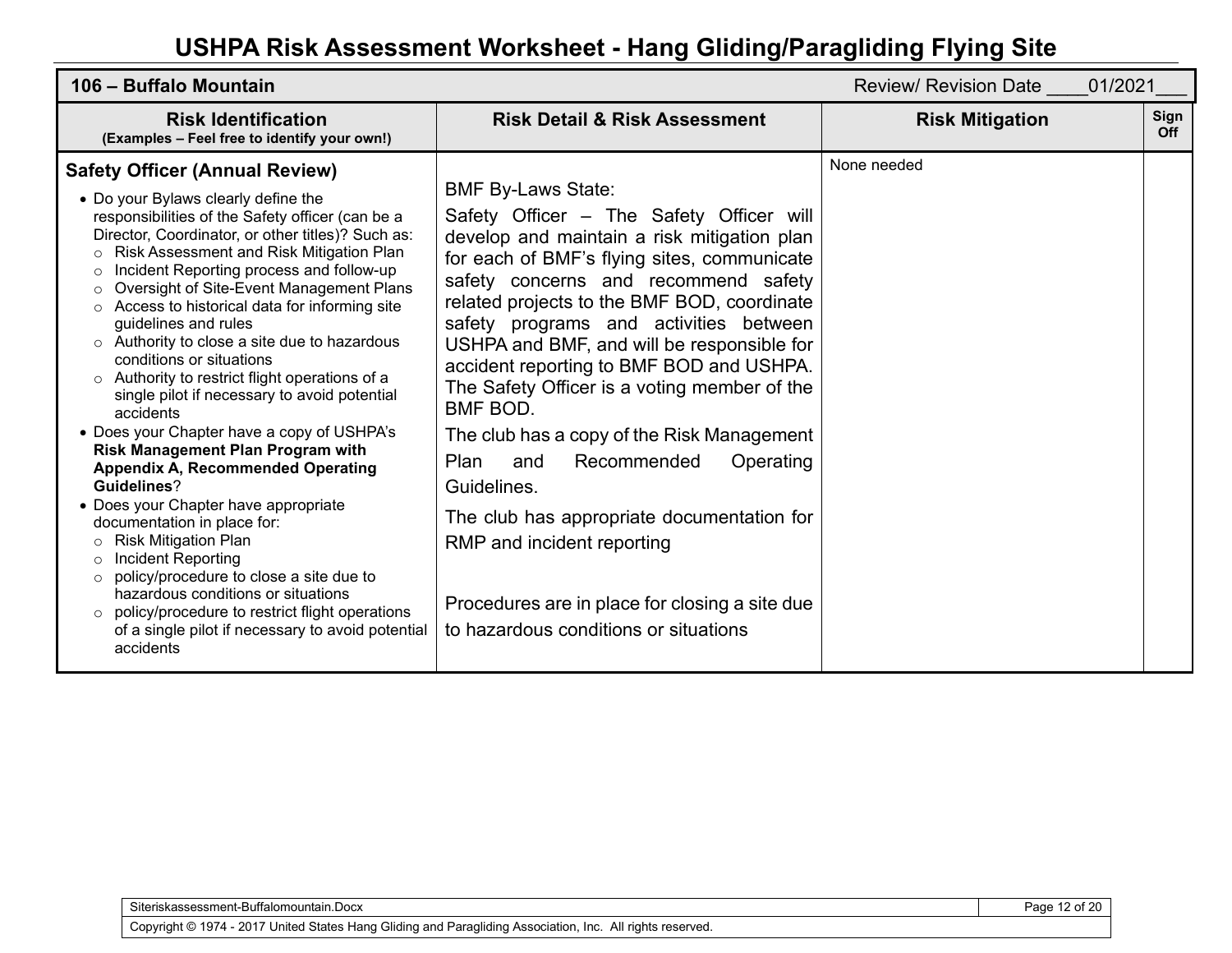# USHPA Risk Assessment Worksheet - Hang Gliding/Paragliding Flying Site

| **106 – Buffalo Mountain** | | Review/ Revision Date ____01/2021___ | |
|---|---|---|---|
| **Risk Identification**<br>**(Examples – Feel free to identify your own!)** | **Risk Detail & Risk Assessment** | **Risk Mitigation** | **Sign Off** |
| **Safety Officer (Annual Review)**<br>• Do your Bylaws clearly define the responsibilities of the Safety officer (can be a Director, Coordinator, or other titles)? Such as:<br>○ Risk Assessment and Risk Mitigation Plan<br>○ Incident Reporting process and follow-up<br>○ Oversight of Site-Event Management Plans<br>○ Access to historical data for informing site guidelines and rules<br>○ Authority to close a site due to hazardous conditions or situations<br>○ Authority to restrict flight operations of a single pilot if necessary to avoid potential accidents<br>• Does your Chapter have a copy of USHPA's **Risk Management Plan Program with Appendix A, Recommended Operating Guidelines**?<br>• Does your Chapter have appropriate documentation in place for:<br>○ Risk Mitigation Plan<br>○ Incident Reporting<br>○ policy/procedure to close a site due to hazardous conditions or situations<br>○ policy/procedure to restrict flight operations of a single pilot if necessary to avoid potential accidents | BMF By-Laws State:<br>Safety Officer – The Safety Officer will develop and maintain a risk mitigation plan for each of BMF's flying sites, communicate safety concerns and recommend safety related projects to the BMF BOD, coordinate safety programs and activities between USHPA and BMF, and will be responsible for accident reporting to BMF BOD and USHPA. The Safety Officer is a voting member of the BMF BOD.<br>The club has a copy of the Risk Management Plan and Recommended Operating Guidelines.<br>The club has appropriate documentation for RMP and incident reporting<br><br>Procedures are in place for closing a site due to hazardous conditions or situations | None needed | |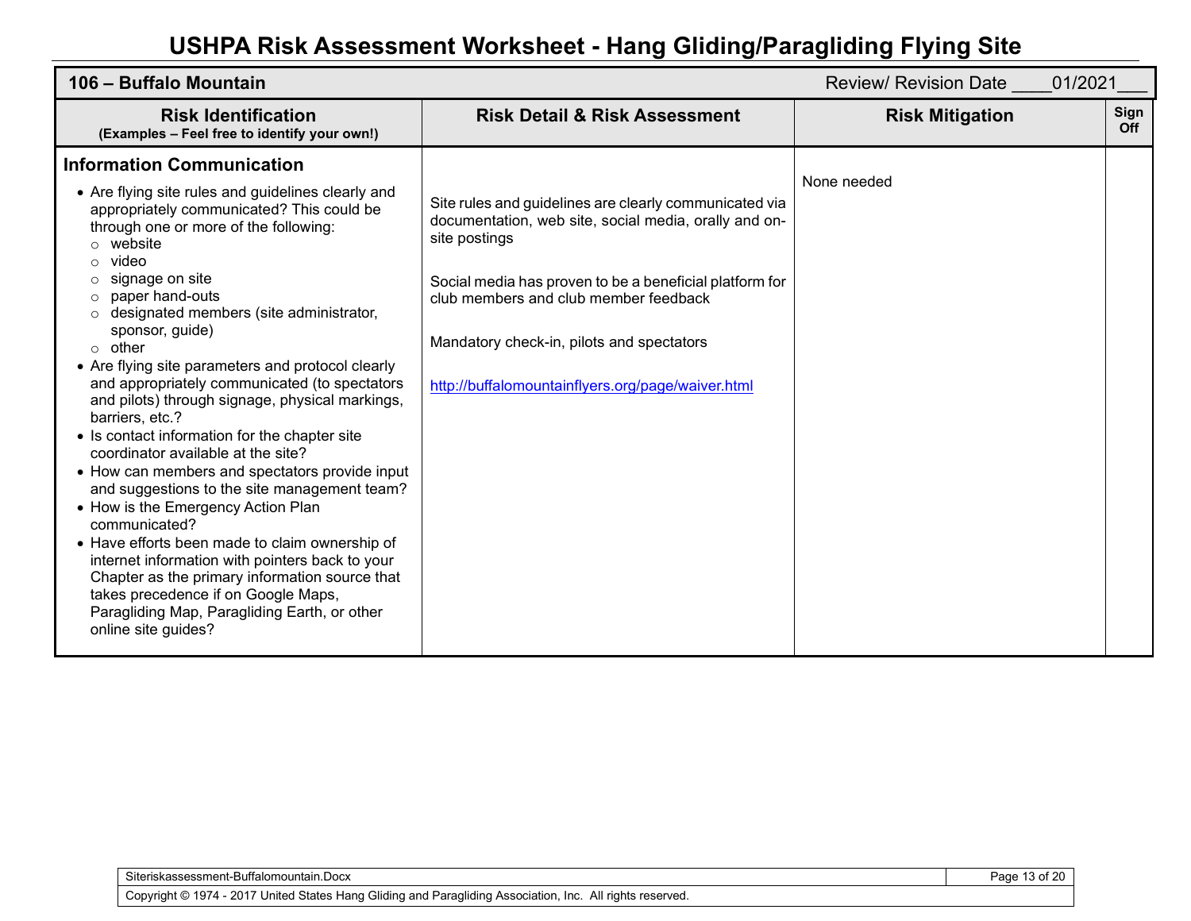# USHPA Risk Assessment Worksheet - Hang Gliding/Paragliding Flying Site

| **106 – Buffalo Mountain** | | Review/ Revision Date ____01/2021___ | |
|---|---|---|---|
| **Risk Identification**<br>**(Examples – Feel free to identify your own!)** | **Risk Detail & Risk Assessment** | **Risk Mitigation** | **Sign Off** |
| **Information Communication**<br>• Are flying site rules and guidelines clearly and appropriately communicated? This could be through one or more of the following:<br>○ website<br>○ video<br>○ signage on site<br>○ paper hand-outs<br>○ designated members (site administrator, sponsor, guide)<br>○ other<br>• Are flying site parameters and protocol clearly and appropriately communicated (to spectators and pilots) through signage, physical markings, barriers, etc.?<br>• Is contact information for the chapter site coordinator available at the site?<br>• How can members and spectators provide input and suggestions to the site management team?<br>• How is the Emergency Action Plan communicated?<br>• Have efforts been made to claim ownership of internet information with pointers back to your Chapter as the primary information source that takes precedence if on Google Maps, Paragliding Map, Paragliding Earth, or other online site guides? | Site rules and guidelines are clearly communicated via documentation, web site, social media, orally and on-site postings<br><br>Social media has proven to be a beneficial platform for club members and club member feedback<br><br>Mandatory check-in, pilots and spectators<br><br>http://buffalomountainflyers.org/page/waiver.html | None needed | |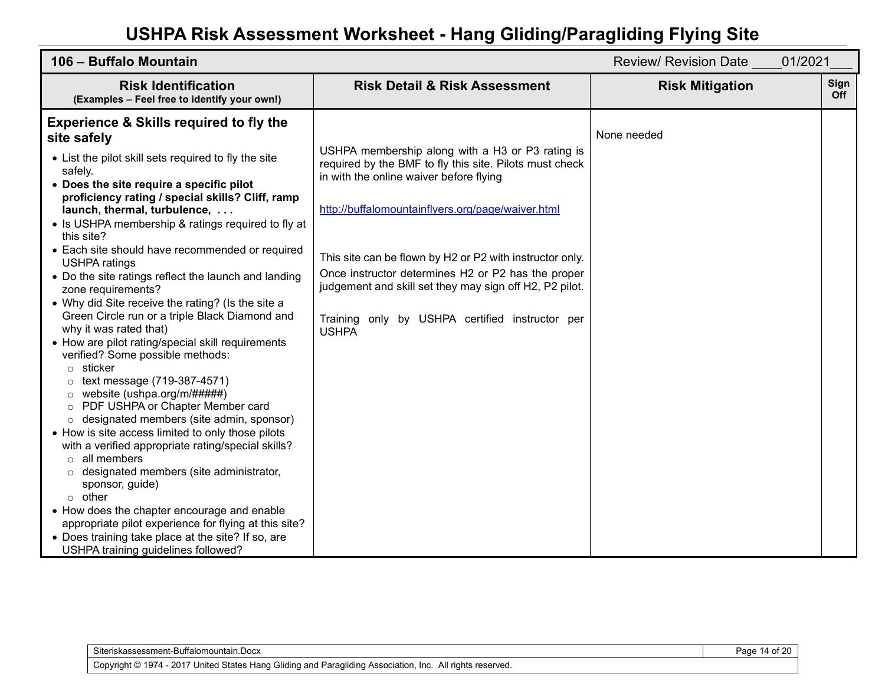# USHPA Risk Assessment Worksheet - Hang Gliding/Paragliding Flying Site

| **106 – Buffalo Mountain** | | Review/ Revision Date ____01/2021___ | |
|---|---|---|---|
| **Risk Identification** (Examples – Feel free to identify your own!) | **Risk Detail & Risk Assessment** | **Risk Mitigation** | **Sign Off** |
| **Experience & Skills required to fly the site safely**<br>• List the pilot skill sets required to fly the site safely.<br>• **Does the site require a specific pilot proficiency rating / special skills? Cliff, ramp launch, thermal, turbulence, . . .**<br>• Is USHPA membership & ratings required to fly at this site?<br>• Each site should have recommended or required USHPA ratings<br>• Do the site ratings reflect the launch and landing zone requirements?<br>• Why did Site receive the rating? (Is the site a Green Circle run or a triple Black Diamond and why it was rated that)<br>• How are pilot rating/special skill requirements verified? Some possible methods:<br>○ sticker<br>○ text message (719-387-4571)<br>○ website (ushpa.org/m/#####)<br>○ PDF USHPA or Chapter Member card<br>○ designated members (site admin, sponsor)<br>• How is site access limited to only those pilots with a verified appropriate rating/special skills?<br>○ all members<br>○ designated members (site administrator, sponsor, guide)<br>○ other<br>• How does the chapter encourage and enable appropriate pilot experience for flying at this site?<br>• Does training take place at the site? If so, are USHPA training guidelines followed? | USHPA membership along with a H3 or P3 rating is required by the BMF to fly this site. Pilots must check in with the online waiver before flying<br><br>http://buffalomountainflyers.org/page/waiver.html<br><br>This site can be flown by H2 or P2 with instructor only. Once instructor determines H2 or P2 has the proper judgement and skill set they may sign off H2, P2 pilot.<br><br>Training only by USHPA certified instructor per USHPA | None needed | |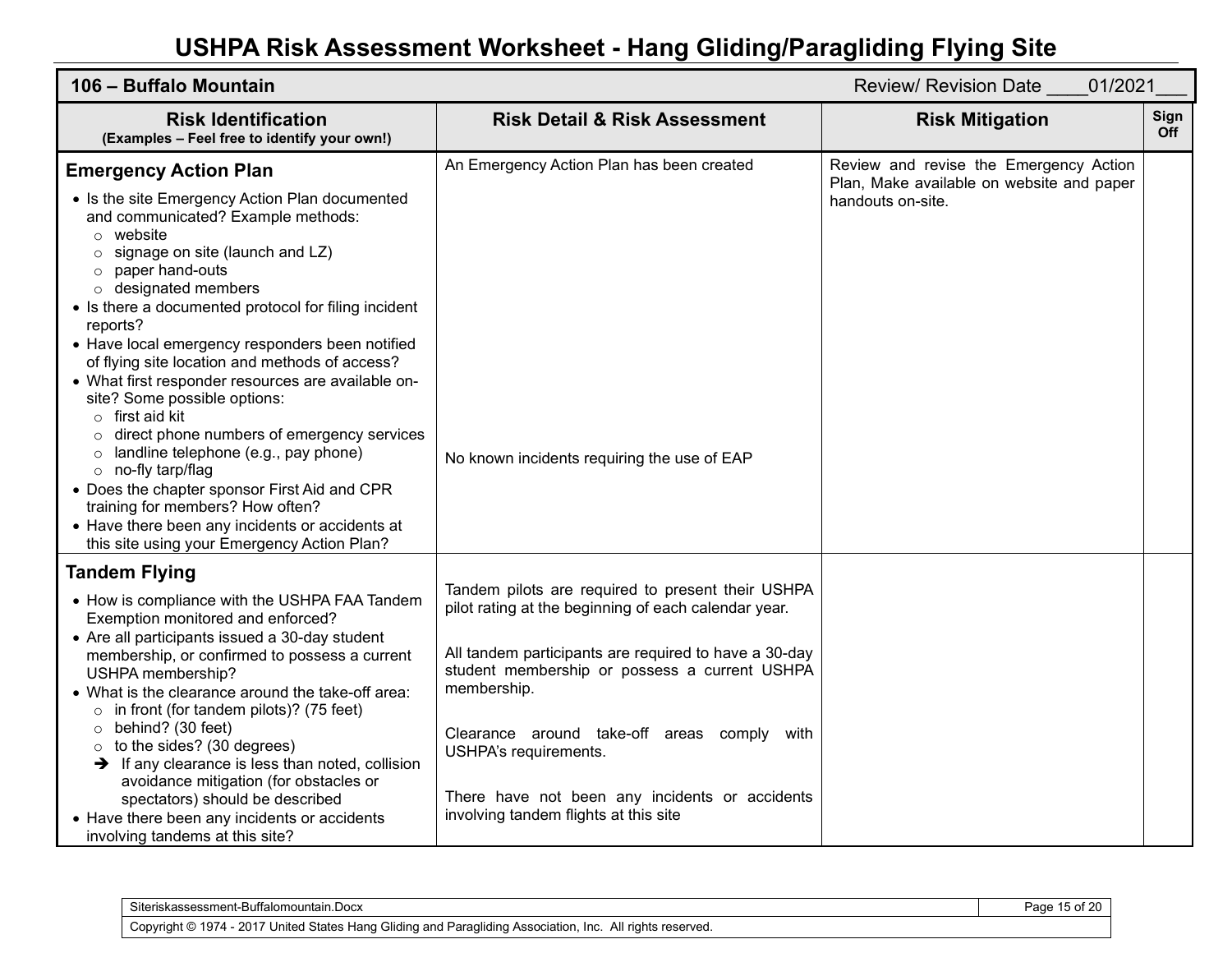# USHPA Risk Assessment Worksheet - Hang Gliding/Paragliding Flying Site

| 106 – Buffalo Mountain | | Review/ Revision Date ____01/2021___ | |
|---|---|---|---|
| **Risk Identification** (Examples – Feel free to identify your own!) | **Risk Detail & Risk Assessment** | **Risk Mitigation** | **Sign Off** |
| **Emergency Action Plan**<br>• Is the site Emergency Action Plan documented and communicated? Example methods:<br>  ○ website<br>  ○ signage on site (launch and LZ)<br>  ○ paper hand-outs<br>  ○ designated members<br>• Is there a documented protocol for filing incident reports?<br>• Have local emergency responders been notified of flying site location and methods of access?<br>• What first responder resources are available on-site? Some possible options:<br>  ○ first aid kit<br>  ○ direct phone numbers of emergency services<br>  ○ landline telephone (e.g., pay phone)<br>  ○ no-fly tarp/flag<br>• Does the chapter sponsor First Aid and CPR training for members? How often?<br>• Have there been any incidents or accidents at this site using your Emergency Action Plan? | An Emergency Action Plan has been created<br><br>No known incidents requiring the use of EAP | Review and revise the Emergency Action Plan, Make available on website and paper handouts on-site. | |
| **Tandem Flying**<br>• How is compliance with the USHPA FAA Tandem Exemption monitored and enforced?<br>• Are all participants issued a 30-day student membership, or confirmed to possess a current USHPA membership?<br>• What is the clearance around the take-off area:<br>  ○ in front (for tandem pilots)? (75 feet)<br>  ○ behind? (30 feet)<br>  ○ to the sides? (30 degrees)<br>  ➔ If any clearance is less than noted, collision avoidance mitigation (for obstacles or spectators) should be described<br>• Have there been any incidents or accidents involving tandems at this site? | Tandem pilots are required to present their USHPA pilot rating at the beginning of each calendar year.<br><br>All tandem participants are required to have a 30-day student membership or possess a current USHPA membership.<br><br>Clearance around take-off areas comply with USHPA's requirements.<br><br>There have not been any incidents or accidents involving tandem flights at this site | | |

Siteriskassessment-Buffalomountain.Docx

Copyright © 1974 - 2017 United States Hang Gliding and Paragliding Association, Inc. All rights reserved.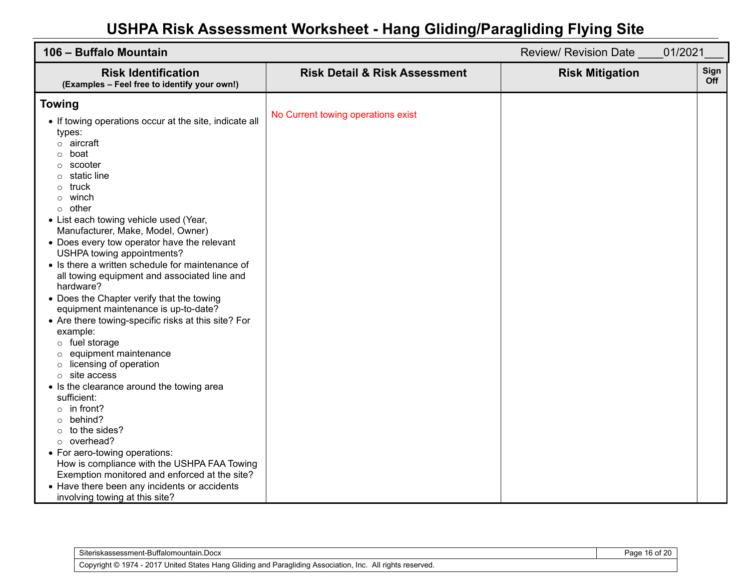# USHPA Risk Assessment Worksheet - Hang Gliding/Paragliding Flying Site

| **106 – Buffalo Mountain** | | Review/ Revision Date ____01/2021___ | |
|---|---|---|---|
| **Risk Identification** (Examples – Feel free to identify your own!) | **Risk Detail & Risk Assessment** | **Risk Mitigation** | **Sign Off** |
| **Towing**<br>• If towing operations occur at the site, indicate all types:<br>○ aircraft<br>○ boat<br>○ scooter<br>○ static line<br>○ truck<br>○ winch<br>○ other<br>• List each towing vehicle used (Year, Manufacturer, Make, Model, Owner)<br>• Does every tow operator have the relevant USHPA towing appointments?<br>• Is there a written schedule for maintenance of all towing equipment and associated line and hardware?<br>• Does the Chapter verify that the towing equipment maintenance is up-to-date?<br>• Are there towing-specific risks at this site? For example:<br>○ fuel storage<br>○ equipment maintenance<br>○ licensing of operation<br>○ site access<br>• Is the clearance around the towing area sufficient:<br>○ in front?<br>○ behind?<br>○ to the sides?<br>○ overhead?<br>• For aero-towing operations:<br>How is compliance with the USHPA FAA Towing Exemption monitored and enforced at the site?<br>• Have there been any incidents or accidents involving towing at this site? | No Current towing operations exist | | |

Siteriskassessment-Buffalomountain.Docx

Copyright © 1974 - 2017 United States Hang Gliding and Paragliding Association, Inc. All rights reserved.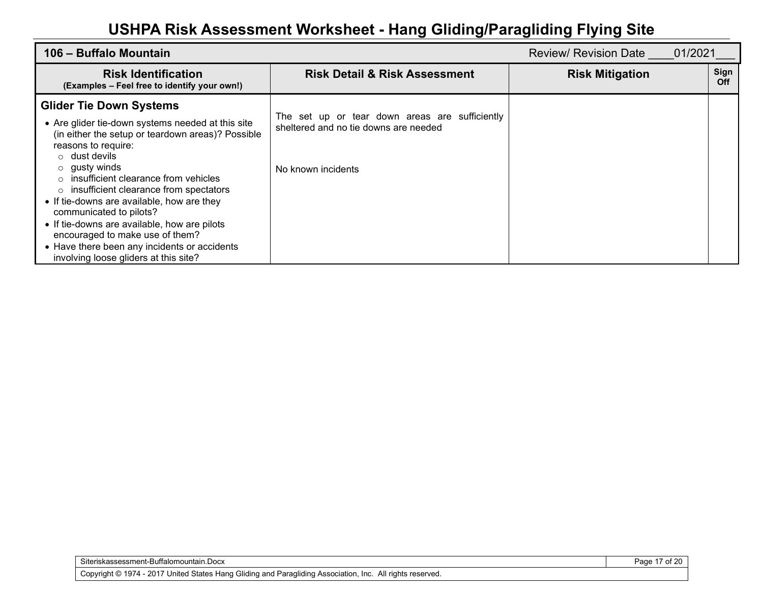# USHPA Risk Assessment Worksheet - Hang Gliding/Paragliding Flying Site

| 106 – Buffalo Mountain | | Review/ Revision Date ____01/2021___ | |
|---|---|---|---|
| **Risk Identification** (Examples – Feel free to identify your own!) | **Risk Detail & Risk Assessment** | **Risk Mitigation** | **Sign Off** |
| **Glider Tie Down Systems**<br>• Are glider tie-down systems needed at this site (in either the setup or teardown areas)? Possible reasons to require:<br>○ dust devils<br>○ gusty winds<br>○ insufficient clearance from vehicles<br>○ insufficient clearance from spectators<br>• If tie-downs are available, how are they communicated to pilots?<br>• If tie-downs are available, how are pilots encouraged to make use of them?<br>• Have there been any incidents or accidents involving loose gliders at this site? | The set up or tear down areas are sufficiently sheltered and no tie downs are needed<br><br>No known incidents | | |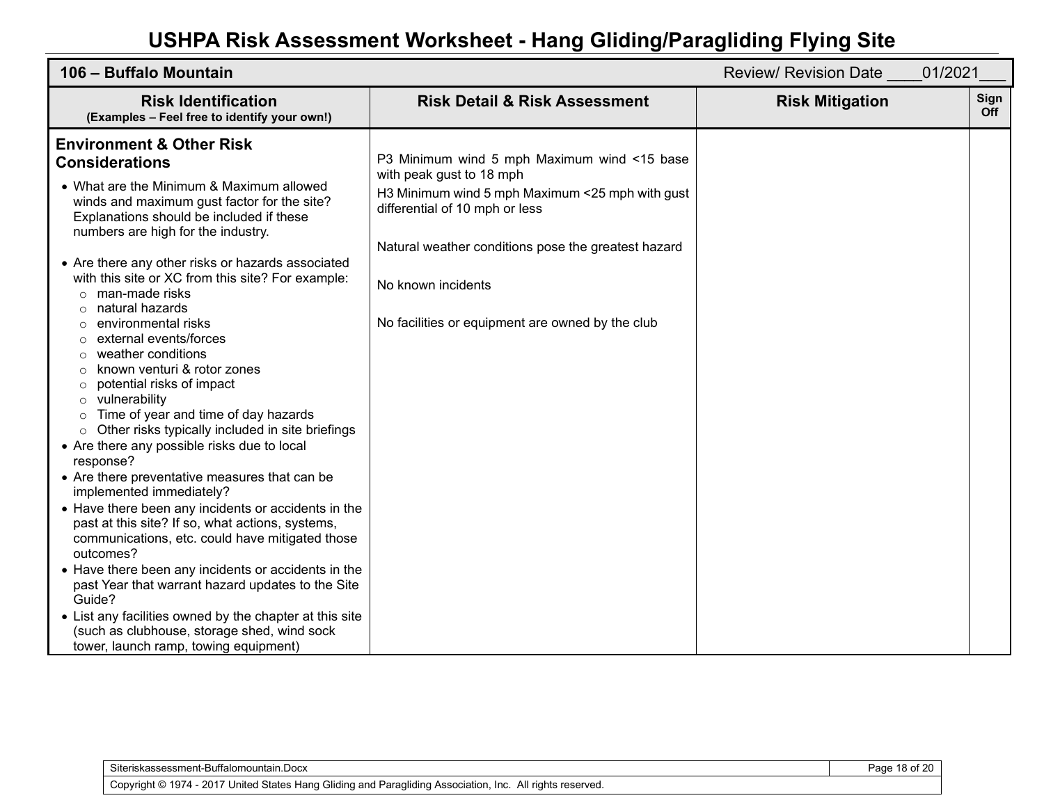# USHPA Risk Assessment Worksheet - Hang Gliding/Paragliding Flying Site

| **106 – Buffalo Mountain** | | Review/ Revision Date ____01/2021___ | |
|---|---|---|---|
| **Risk Identification**<br>**(Examples – Feel free to identify your own!)** | **Risk Detail & Risk Assessment** | **Risk Mitigation** | **Sign Off** |
| **Environment & Other Risk Considerations**<br>• What are the Minimum & Maximum allowed winds and maximum gust factor for the site? Explanations should be included if these numbers are high for the industry.<br>• Are there any other risks or hazards associated with this site or XC from this site? For example:<br>○ man-made risks<br>○ natural hazards<br>○ environmental risks<br>○ external events/forces<br>○ weather conditions<br>○ known venturi & rotor zones<br>○ potential risks of impact<br>○ vulnerability<br>○ Time of year and time of day hazards<br>○ Other risks typically included in site briefings<br>• Are there any possible risks due to local response?<br>• Are there preventative measures that can be implemented immediately?<br>• Have there been any incidents or accidents in the past at this site? If so, what actions, systems, communications, etc. could have mitigated those outcomes?<br>• Have there been any incidents or accidents in the past Year that warrant hazard updates to the Site Guide?<br>• List any facilities owned by the chapter at this site (such as clubhouse, storage shed, wind sock tower, launch ramp, towing equipment) | P3 Minimum wind 5 mph Maximum wind <15 base with peak gust to 18 mph<br>H3 Minimum wind 5 mph Maximum <25 mph with gust differential of 10 mph or less<br><br>Natural weather conditions pose the greatest hazard<br><br>No known incidents<br><br>No facilities or equipment are owned by the club | | |

Siteriskassessment-Buffalomountain.Docx

Copyright © 1974 - 2017 United States Hang Gliding and Paragliding Association, Inc. All rights reserved.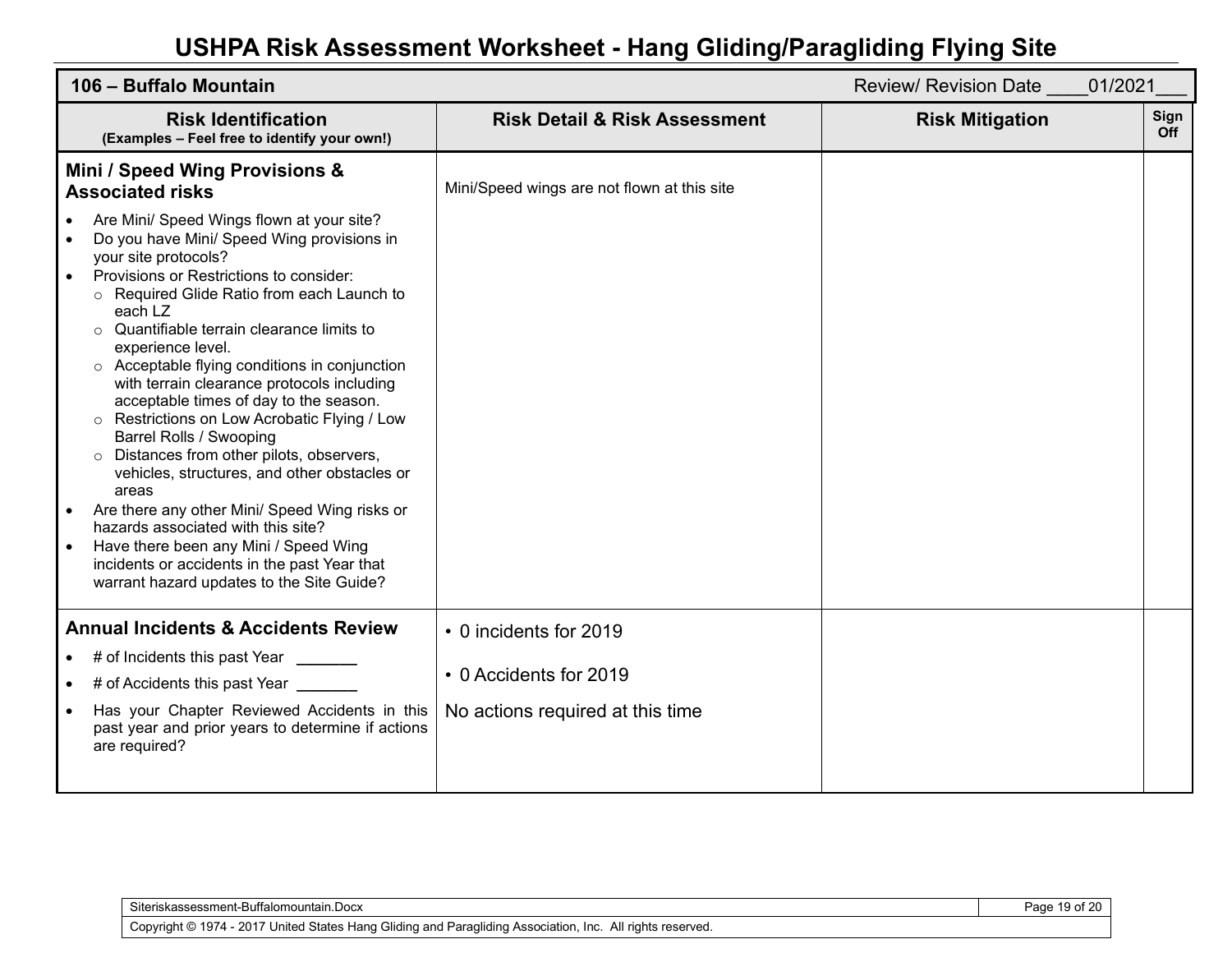# USHPA Risk Assessment Worksheet - Hang Gliding/Paragliding Flying Site

| **106 – Buffalo Mountain** | | Review/ Revision Date ____01/2021___ | |
|---|---|---|---|
| **Risk Identification** (Examples – Feel free to identify your own!) | **Risk Detail & Risk Assessment** | **Risk Mitigation** | **Sign Off** |
| **Mini / Speed Wing Provisions & Associated risks**<br>• Are Mini/ Speed Wings flown at your site?<br>• Do you have Mini/ Speed Wing provisions in your site protocols?<br>• Provisions or Restrictions to consider:<br>  ○ Required Glide Ratio from each Launch to each LZ<br>  ○ Quantifiable terrain clearance limits to experience level.<br>  ○ Acceptable flying conditions in conjunction with terrain clearance protocols including acceptable times of day to the season.<br>  ○ Restrictions on Low Acrobatic Flying / Low Barrel Rolls / Swooping<br>  ○ Distances from other pilots, observers, vehicles, structures, and other obstacles or areas<br>• Are there any other Mini/ Speed Wing risks or hazards associated with this site?<br>• Have there been any Mini / Speed Wing incidents or accidents in the past Year that warrant hazard updates to the Site Guide? | Mini/Speed wings are not flown at this site | | |
| **Annual Incidents & Accidents Review**<br>• # of Incidents this past Year _______<br>• # of Accidents this past Year _______<br>• Has your Chapter Reviewed Accidents in this past year and prior years to determine if actions are required? | • 0 incidents for 2019<br>• 0 Accidents for 2019<br>No actions required at this time | | |

Siteriskassessment-Buffalomountain.Docx

Copyright © 1974 - 2017 United States Hang Gliding and Paragliding Association, Inc. All rights reserved.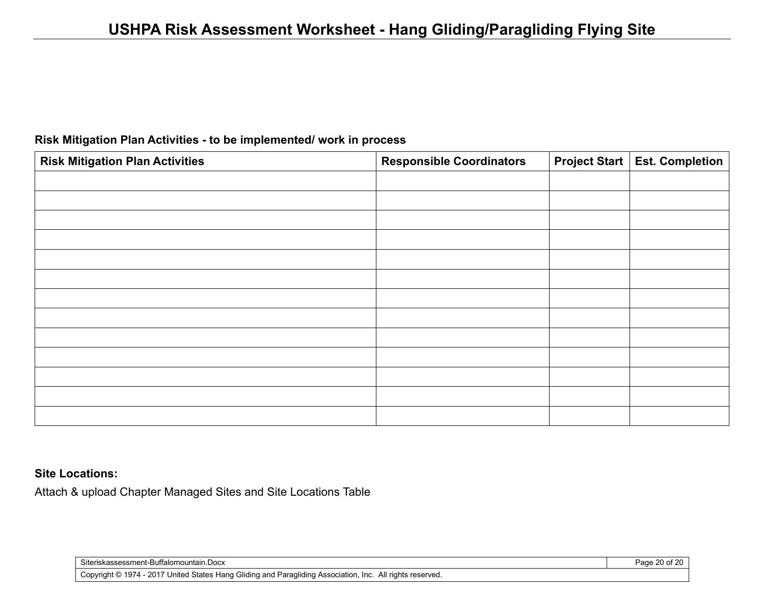**Risk Mitigation Plan Activities - to be implemented/ work in process**

| Risk Mitigation Plan Activities | Responsible Coordinators | Project Start | Est. Completion |
|---|---|---|---|
| | | | |
| | | | |
| | | | |
| | | | |
| | | | |
| | | | |
| | | | |
| | | | |
| | | | |
| | | | |
| | | | |
| | | | |
| | | | |

**Site Locations:**

Attach & upload Chapter Managed Sites and Site Locations Table